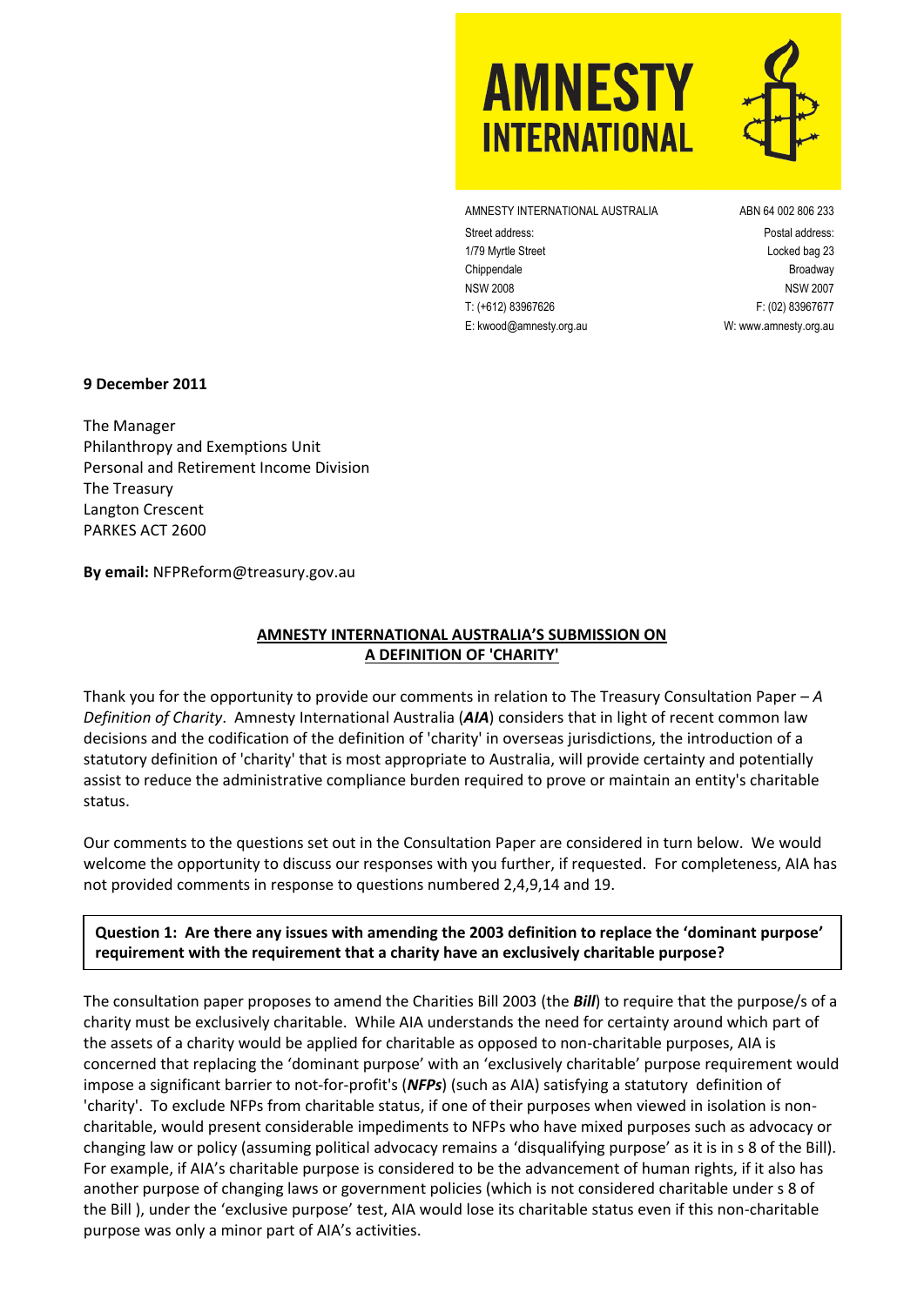AMNESTY INTERNATIONAL

AMNESTY INTERNATIONAL AUSTRALIA
ABN 64 002 806 233

Street address:
1/79 Myrtle Street
Chippendale
NSW 2008
T: (+612) 83967626
E: kwood@amnesty.org.au

Postal address:
Locked bag 23
Broadway
NSW 2007
F: (02) 83967677
W: www.amnesty.org.au

**9 December 2011**

The Manager
Philanthropy and Exemptions Unit
Personal and Retirement Income Division
The Treasury
Langton Crescent
PARKES ACT 2600

**By email:** NFPReform@treasury.gov.au

## AMNESTY INTERNATIONAL AUSTRALIA'S SUBMISSION ON A DEFINITION OF 'CHARITY'

Thank you for the opportunity to provide our comments in relation to The Treasury Consultation Paper – *A Definition of Charity*. Amnesty International Australia (***AIA***) considers that in light of recent common law decisions and the codification of the definition of 'charity' in overseas jurisdictions, the introduction of a statutory definition of 'charity' that is most appropriate to Australia, will provide certainty and potentially assist to reduce the administrative compliance burden required to prove or maintain an entity's charitable status.

Our comments to the questions set out in the Consultation Paper are considered in turn below. We would welcome the opportunity to discuss our responses with you further, if requested. For completeness, AIA has not provided comments in response to questions numbered 2,4,9,14 and 19.

**Question 1: Are there any issues with amending the 2003 definition to replace the 'dominant purpose' requirement with the requirement that a charity have an exclusively charitable purpose?**

The consultation paper proposes to amend the Charities Bill 2003 (the ***Bill***) to require that the purpose/s of a charity must be exclusively charitable. While AIA understands the need for certainty around which part of the assets of a charity would be applied for charitable as opposed to non-charitable purposes, AIA is concerned that replacing the 'dominant purpose' with an 'exclusively charitable' purpose requirement would impose a significant barrier to not-for-profit's (***NFPs***) (such as AIA) satisfying a statutory definition of 'charity'. To exclude NFPs from charitable status, if one of their purposes when viewed in isolation is non-charitable, would present considerable impediments to NFPs who have mixed purposes such as advocacy or changing law or policy (assuming political advocacy remains a 'disqualifying purpose' as it is in s 8 of the Bill). For example, if AIA's charitable purpose is considered to be the advancement of human rights, if it also has another purpose of changing laws or government policies (which is not considered charitable under s 8 of the Bill ), under the 'exclusive purpose' test, AIA would lose its charitable status even if this non-charitable purpose was only a minor part of AIA's activities.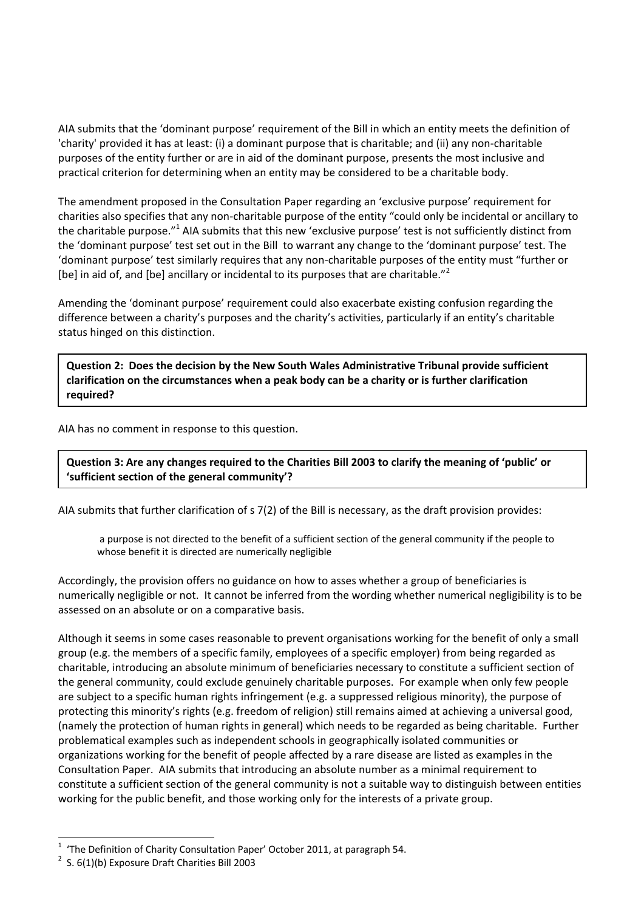AIA submits that the 'dominant purpose' requirement of the Bill in which an entity meets the definition of 'charity' provided it has at least: (i) a dominant purpose that is charitable; and (ii) any non-charitable purposes of the entity further or are in aid of the dominant purpose, presents the most inclusive and practical criterion for determining when an entity may be considered to be a charitable body.

The amendment proposed in the Consultation Paper regarding an 'exclusive purpose' requirement for charities also specifies that any non-charitable purpose of the entity "could only be incidental or ancillary to the charitable purpose."[1] AIA submits that this new 'exclusive purpose' test is not sufficiently distinct from the 'dominant purpose' test set out in the Bill to warrant any change to the 'dominant purpose' test. The 'dominant purpose' test similarly requires that any non-charitable purposes of the entity must "further or [be] in aid of, and [be] ancillary or incidental to its purposes that are charitable."[2]

Amending the 'dominant purpose' requirement could also exacerbate existing confusion regarding the difference between a charity's purposes and the charity's activities, particularly if an entity's charitable status hinged on this distinction.

**Question 2: Does the decision by the New South Wales Administrative Tribunal provide sufficient clarification on the circumstances when a peak body can be a charity or is further clarification required?**

AIA has no comment in response to this question.

**Question 3: Are any changes required to the Charities Bill 2003 to clarify the meaning of 'public' or 'sufficient section of the general community'?**

AIA submits that further clarification of s 7(2) of the Bill is necessary, as the draft provision provides:

> a purpose is not directed to the benefit of a sufficient section of the general community if the people to whose benefit it is directed are numerically negligible

Accordingly, the provision offers no guidance on how to asses whether a group of beneficiaries is numerically negligible or not. It cannot be inferred from the wording whether numerical negligibility is to be assessed on an absolute or on a comparative basis.

Although it seems in some cases reasonable to prevent organisations working for the benefit of only a small group (e.g. the members of a specific family, employees of a specific employer) from being regarded as charitable, introducing an absolute minimum of beneficiaries necessary to constitute a sufficient section of the general community, could exclude genuinely charitable purposes. For example when only few people are subject to a specific human rights infringement (e.g. a suppressed religious minority), the purpose of protecting this minority's rights (e.g. freedom of religion) still remains aimed at achieving a universal good, (namely the protection of human rights in general) which needs to be regarded as being charitable. Further problematical examples such as independent schools in geographically isolated communities or organizations working for the benefit of people affected by a rare disease are listed as examples in the Consultation Paper. AIA submits that introducing an absolute number as a minimal requirement to constitute a sufficient section of the general community is not a suitable way to distinguish between entities working for the public benefit, and those working only for the interests of a private group.

---

[1] 'The Definition of Charity Consultation Paper' October 2011, at paragraph 54.

[2] S. 6(1)(b) Exposure Draft Charities Bill 2003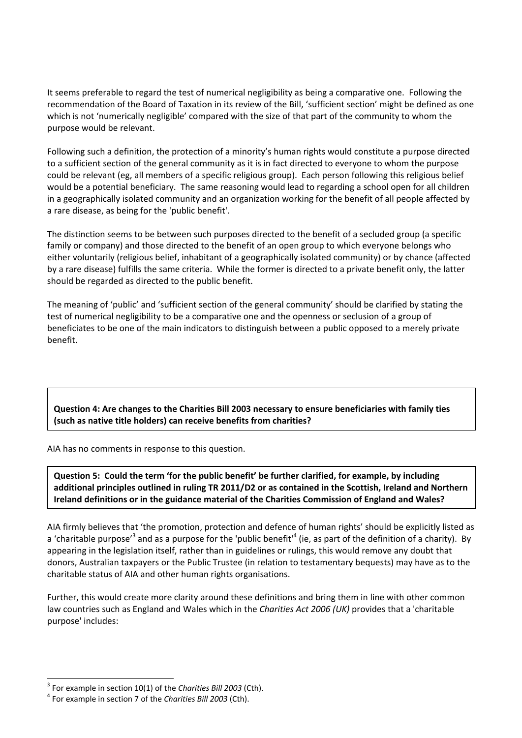It seems preferable to regard the test of numerical negligibility as being a comparative one. Following the recommendation of the Board of Taxation in its review of the Bill, 'sufficient section' might be defined as one which is not 'numerically negligible' compared with the size of that part of the community to whom the purpose would be relevant.

Following such a definition, the protection of a minority's human rights would constitute a purpose directed to a sufficient section of the general community as it is in fact directed to everyone to whom the purpose could be relevant (eg, all members of a specific religious group). Each person following this religious belief would be a potential beneficiary. The same reasoning would lead to regarding a school open for all children in a geographically isolated community and an organization working for the benefit of all people affected by a rare disease, as being for the 'public benefit'.

The distinction seems to be between such purposes directed to the benefit of a secluded group (a specific family or company) and those directed to the benefit of an open group to which everyone belongs who either voluntarily (religious belief, inhabitant of a geographically isolated community) or by chance (affected by a rare disease) fulfills the same criteria. While the former is directed to a private benefit only, the latter should be regarded as directed to the public benefit.

The meaning of 'public' and 'sufficient section of the general community' should be clarified by stating the test of numerical negligibility to be a comparative one and the openness or seclusion of a group of beneficiates to be one of the main indicators to distinguish between a public opposed to a merely private benefit.

**Question 4: Are changes to the Charities Bill 2003 necessary to ensure beneficiaries with family ties (such as native title holders) can receive benefits from charities?**

AIA has no comments in response to this question.

**Question 5: Could the term 'for the public benefit' be further clarified, for example, by including additional principles outlined in ruling TR 2011/D2 or as contained in the Scottish, Ireland and Northern Ireland definitions or in the guidance material of the Charities Commission of England and Wales?**

AIA firmly believes that 'the promotion, protection and defence of human rights' should be explicitly listed as a 'charitable purpose'[3] and as a purpose for the 'public benefit'[4] (ie, as part of the definition of a charity). By appearing in the legislation itself, rather than in guidelines or rulings, this would remove any doubt that donors, Australian taxpayers or the Public Trustee (in relation to testamentary bequests) may have as to the charitable status of AIA and other human rights organisations.

Further, this would create more clarity around these definitions and bring them in line with other common law countries such as England and Wales which in the *Charities Act 2006 (UK)* provides that a 'charitable purpose' includes:

---

[3] For example in section 10(1) of the *Charities Bill 2003* (Cth).

[4] For example in section 7 of the *Charities Bill 2003* (Cth).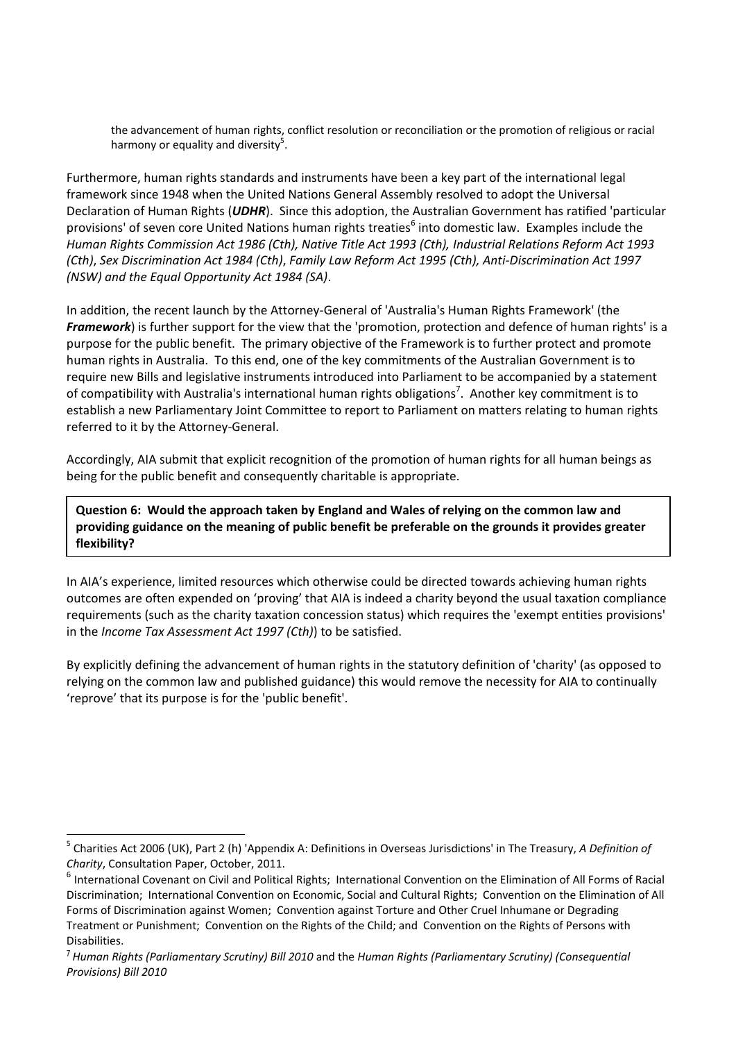> the advancement of human rights, conflict resolution or reconciliation or the promotion of religious or racial harmony or equality and diversity[5].

Furthermore, human rights standards and instruments have been a key part of the international legal framework since 1948 when the United Nations General Assembly resolved to adopt the Universal Declaration of Human Rights (***UDHR***). Since this adoption, the Australian Government has ratified 'particular provisions' of seven core United Nations human rights treaties[6] into domestic law. Examples include the *Human Rights Commission Act 1986 (Cth), Native Title Act 1993 (Cth), Industrial Relations Reform Act 1993 (Cth)*, *Sex Discrimination Act 1984 (Cth)*, *Family Law Reform Act 1995 (Cth), Anti-Discrimination Act 1997 (NSW) and the Equal Opportunity Act 1984 (SA)*.

In addition, the recent launch by the Attorney-General of 'Australia's Human Rights Framework' (the ***Framework***) is further support for the view that the 'promotion, protection and defence of human rights' is a purpose for the public benefit. The primary objective of the Framework is to further protect and promote human rights in Australia. To this end, one of the key commitments of the Australian Government is to require new Bills and legislative instruments introduced into Parliament to be accompanied by a statement of compatibility with Australia's international human rights obligations[7]. Another key commitment is to establish a new Parliamentary Joint Committee to report to Parliament on matters relating to human rights referred to it by the Attorney-General.

Accordingly, AIA submit that explicit recognition of the promotion of human rights for all human beings as being for the public benefit and consequently charitable is appropriate.

**Question 6: Would the approach taken by England and Wales of relying on the common law and providing guidance on the meaning of public benefit be preferable on the grounds it provides greater flexibility?**

In AIA's experience, limited resources which otherwise could be directed towards achieving human rights outcomes are often expended on 'proving' that AIA is indeed a charity beyond the usual taxation compliance requirements (such as the charity taxation concession status) which requires the 'exempt entities provisions' in the *Income Tax Assessment Act 1997 (Cth)*) to be satisfied.

By explicitly defining the advancement of human rights in the statutory definition of 'charity' (as opposed to relying on the common law and published guidance) this would remove the necessity for AIA to continually 'reprove' that its purpose is for the 'public benefit'.

---

[5] Charities Act 2006 (UK), Part 2 (h) 'Appendix A: Definitions in Overseas Jurisdictions' in The Treasury, *A Definition of Charity*, Consultation Paper, October, 2011.

[6] International Covenant on Civil and Political Rights; International Convention on the Elimination of All Forms of Racial Discrimination; International Convention on Economic, Social and Cultural Rights; Convention on the Elimination of All Forms of Discrimination against Women; Convention against Torture and Other Cruel Inhumane or Degrading Treatment or Punishment; Convention on the Rights of the Child; and Convention on the Rights of Persons with Disabilities.

[7] *Human Rights (Parliamentary Scrutiny) Bill 2010* and the *Human Rights (Parliamentary Scrutiny) (Consequential Provisions) Bill 2010*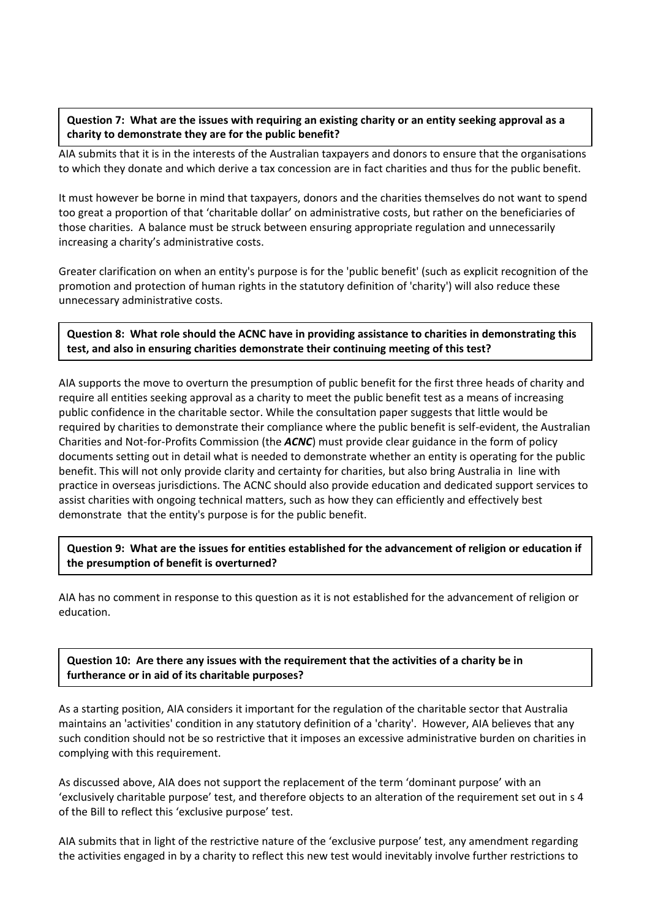**Question 7: What are the issues with requiring an existing charity or an entity seeking approval as a charity to demonstrate they are for the public benefit?**

AIA submits that it is in the interests of the Australian taxpayers and donors to ensure that the organisations to which they donate and which derive a tax concession are in fact charities and thus for the public benefit.

It must however be borne in mind that taxpayers, donors and the charities themselves do not want to spend too great a proportion of that 'charitable dollar' on administrative costs, but rather on the beneficiaries of those charities. A balance must be struck between ensuring appropriate regulation and unnecessarily increasing a charity's administrative costs.

Greater clarification on when an entity's purpose is for the 'public benefit' (such as explicit recognition of the promotion and protection of human rights in the statutory definition of 'charity') will also reduce these unnecessary administrative costs.

**Question 8: What role should the ACNC have in providing assistance to charities in demonstrating this test, and also in ensuring charities demonstrate their continuing meeting of this test?**

AIA supports the move to overturn the presumption of public benefit for the first three heads of charity and require all entities seeking approval as a charity to meet the public benefit test as a means of increasing public confidence in the charitable sector. While the consultation paper suggests that little would be required by charities to demonstrate their compliance where the public benefit is self-evident, the Australian Charities and Not-for-Profits Commission (the ***ACNC***) must provide clear guidance in the form of policy documents setting out in detail what is needed to demonstrate whether an entity is operating for the public benefit. This will not only provide clarity and certainty for charities, but also bring Australia in line with practice in overseas jurisdictions. The ACNC should also provide education and dedicated support services to assist charities with ongoing technical matters, such as how they can efficiently and effectively best demonstrate that the entity's purpose is for the public benefit.

**Question 9: What are the issues for entities established for the advancement of religion or education if the presumption of benefit is overturned?**

AIA has no comment in response to this question as it is not established for the advancement of religion or education.

**Question 10: Are there any issues with the requirement that the activities of a charity be in furtherance or in aid of its charitable purposes?**

As a starting position, AIA considers it important for the regulation of the charitable sector that Australia maintains an 'activities' condition in any statutory definition of a 'charity'. However, AIA believes that any such condition should not be so restrictive that it imposes an excessive administrative burden on charities in complying with this requirement.

As discussed above, AIA does not support the replacement of the term 'dominant purpose' with an 'exclusively charitable purpose' test, and therefore objects to an alteration of the requirement set out in s 4 of the Bill to reflect this 'exclusive purpose' test.

AIA submits that in light of the restrictive nature of the 'exclusive purpose' test, any amendment regarding the activities engaged in by a charity to reflect this new test would inevitably involve further restrictions to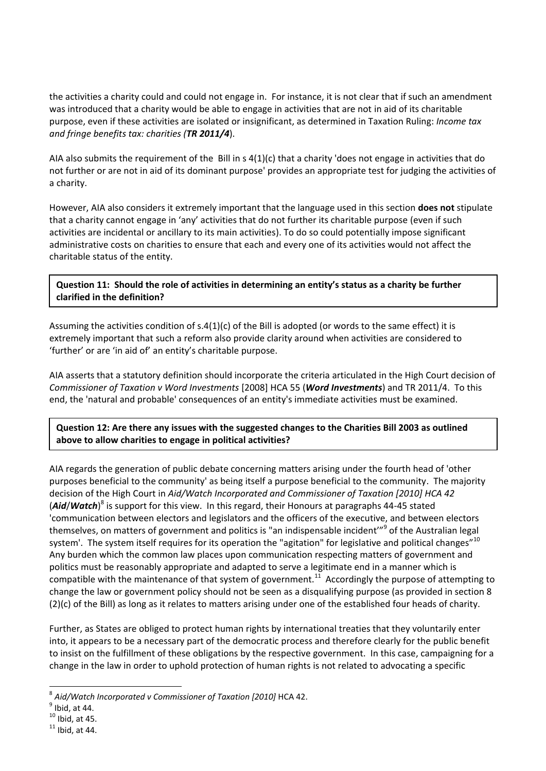the activities a charity could and could not engage in. For instance, it is not clear that if such an amendment was introduced that a charity would be able to engage in activities that are not in aid of its charitable purpose, even if these activities are isolated or insignificant, as determined in Taxation Ruling: *Income tax and fringe benefits tax: charities (**TR 2011/4***).

AIA also submits the requirement of the Bill in s 4(1)(c) that a charity 'does not engage in activities that do not further or are not in aid of its dominant purpose' provides an appropriate test for judging the activities of a charity.

However, AIA also considers it extremely important that the language used in this section **does not** stipulate that a charity cannot engage in 'any' activities that do not further its charitable purpose (even if such activities are incidental or ancillary to its main activities). To do so could potentially impose significant administrative costs on charities to ensure that each and every one of its activities would not affect the charitable status of the entity.

**Question 11: Should the role of activities in determining an entity's status as a charity be further clarified in the definition?**

Assuming the activities condition of s.4(1)(c) of the Bill is adopted (or words to the same effect) it is extremely important that such a reform also provide clarity around when activities are considered to 'further' or are 'in aid of' an entity's charitable purpose.

AIA asserts that a statutory definition should incorporate the criteria articulated in the High Court decision of *Commissioner of Taxation v Word Investments* [2008] HCA 55 (***Word Investments***) and TR 2011/4. To this end, the 'natural and probable' consequences of an entity's immediate activities must be examined.

**Question 12: Are there any issues with the suggested changes to the Charities Bill 2003 as outlined above to allow charities to engage in political activities?**

AIA regards the generation of public debate concerning matters arising under the fourth head of 'other purposes beneficial to the community' as being itself a purpose beneficial to the community. The majority decision of the High Court in *Aid/Watch Incorporated and Commissioner of Taxation [2010] HCA 42* (***Aid*/*Watch***)[8] is support for this view. In this regard, their Honours at paragraphs 44-45 stated 'communication between electors and legislators and the officers of the executive, and between electors themselves, on matters of government and politics is "an indispensable incident'"[9] of the Australian legal system'. The system itself requires for its operation the "agitation" for legislative and political changes"[10] Any burden which the common law places upon communication respecting matters of government and politics must be reasonably appropriate and adapted to serve a legitimate end in a manner which is compatible with the maintenance of that system of government.[11] Accordingly the purpose of attempting to change the law or government policy should not be seen as a disqualifying purpose (as provided in section 8 (2)(c) of the Bill) as long as it relates to matters arising under one of the established four heads of charity.

Further, as States are obliged to protect human rights by international treaties that they voluntarily enter into, it appears to be a necessary part of the democratic process and therefore clearly for the public benefit to insist on the fulfillment of these obligations by the respective government. In this case, campaigning for a change in the law in order to uphold protection of human rights is not related to advocating a specific

---

[8] *Aid/Watch Incorporated v Commissioner of Taxation [2010]* HCA 42.

[9] Ibid, at 44.

[10] Ibid, at 45.

[11] Ibid, at 44.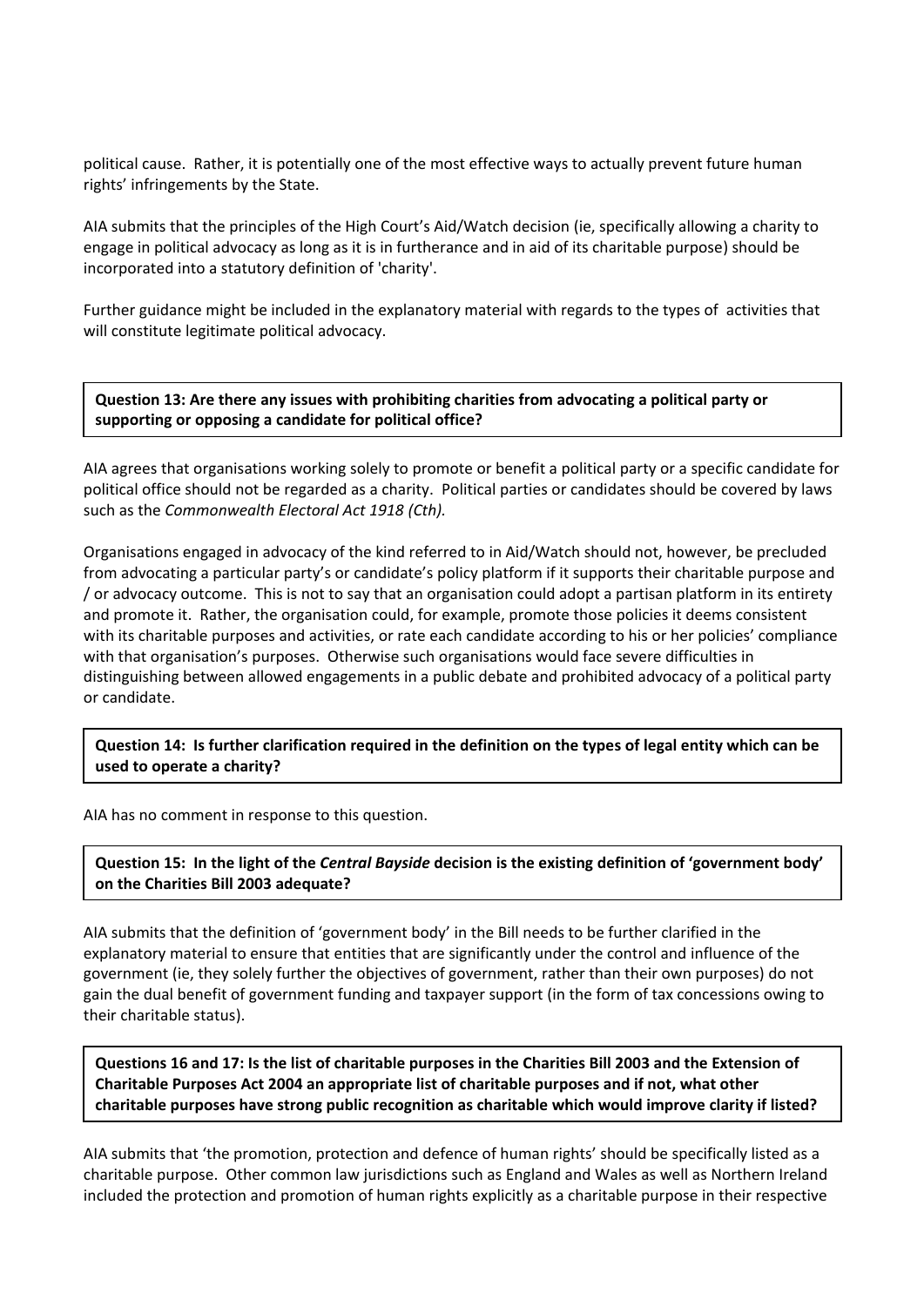political cause. Rather, it is potentially one of the most effective ways to actually prevent future human rights' infringements by the State.

AIA submits that the principles of the High Court's Aid/Watch decision (ie, specifically allowing a charity to engage in political advocacy as long as it is in furtherance and in aid of its charitable purpose) should be incorporated into a statutory definition of 'charity'.

Further guidance might be included in the explanatory material with regards to the types of activities that will constitute legitimate political advocacy.

**Question 13: Are there any issues with prohibiting charities from advocating a political party or supporting or opposing a candidate for political office?**

AIA agrees that organisations working solely to promote or benefit a political party or a specific candidate for political office should not be regarded as a charity. Political parties or candidates should be covered by laws such as the *Commonwealth Electoral Act 1918 (Cth).*

Organisations engaged in advocacy of the kind referred to in Aid/Watch should not, however, be precluded from advocating a particular party's or candidate's policy platform if it supports their charitable purpose and / or advocacy outcome. This is not to say that an organisation could adopt a partisan platform in its entirety and promote it. Rather, the organisation could, for example, promote those policies it deems consistent with its charitable purposes and activities, or rate each candidate according to his or her policies' compliance with that organisation's purposes. Otherwise such organisations would face severe difficulties in distinguishing between allowed engagements in a public debate and prohibited advocacy of a political party or candidate.

**Question 14: Is further clarification required in the definition on the types of legal entity which can be used to operate a charity?**

AIA has no comment in response to this question.

**Question 15: In the light of the *Central Bayside* decision is the existing definition of 'government body' on the Charities Bill 2003 adequate?**

AIA submits that the definition of 'government body' in the Bill needs to be further clarified in the explanatory material to ensure that entities that are significantly under the control and influence of the government (ie, they solely further the objectives of government, rather than their own purposes) do not gain the dual benefit of government funding and taxpayer support (in the form of tax concessions owing to their charitable status).

**Questions 16 and 17: Is the list of charitable purposes in the Charities Bill 2003 and the Extension of Charitable Purposes Act 2004 an appropriate list of charitable purposes and if not, what other charitable purposes have strong public recognition as charitable which would improve clarity if listed?**

AIA submits that 'the promotion, protection and defence of human rights' should be specifically listed as a charitable purpose. Other common law jurisdictions such as England and Wales as well as Northern Ireland included the protection and promotion of human rights explicitly as a charitable purpose in their respective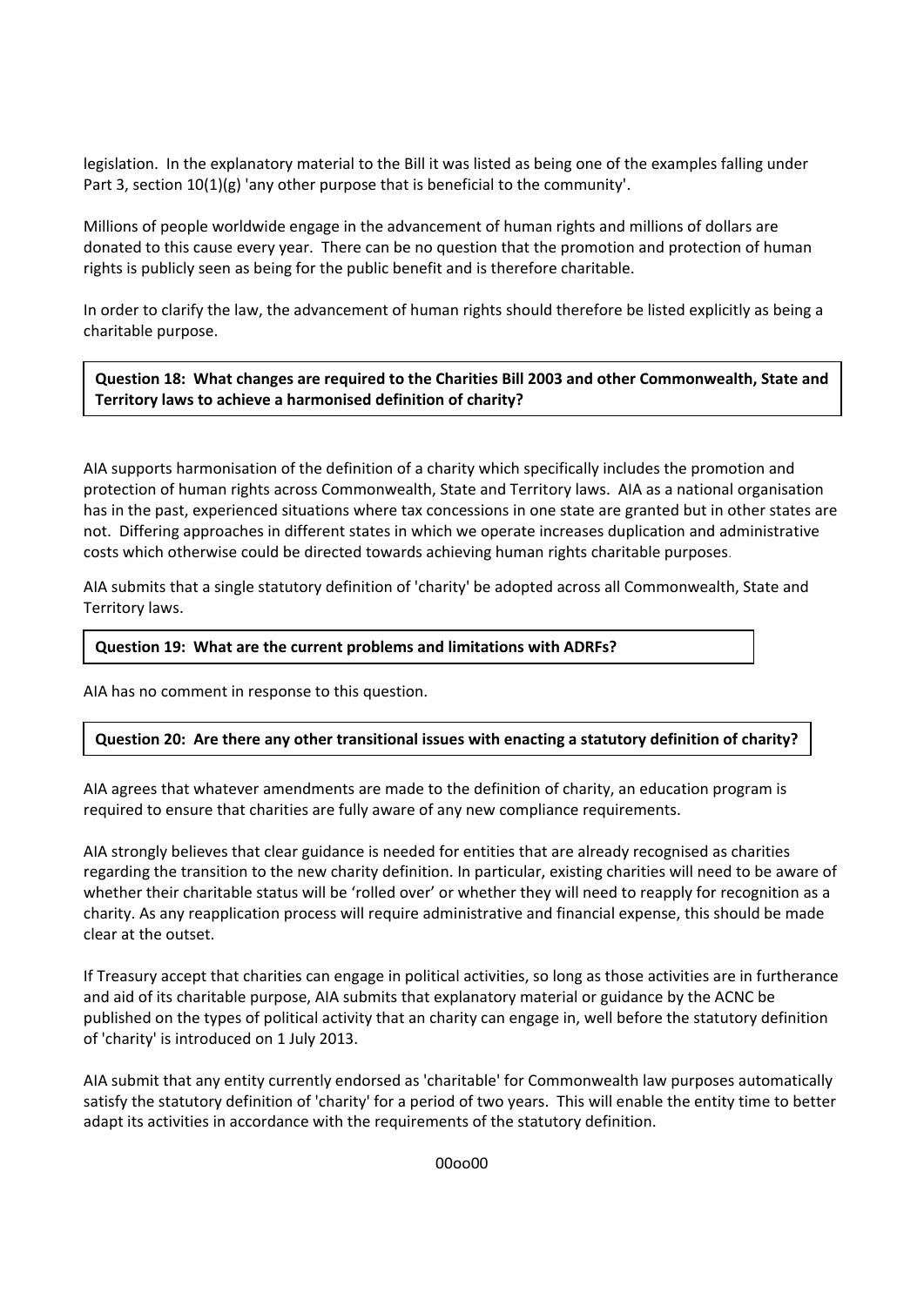legislation. In the explanatory material to the Bill it was listed as being one of the examples falling under Part 3, section 10(1)(g) 'any other purpose that is beneficial to the community'.

Millions of people worldwide engage in the advancement of human rights and millions of dollars are donated to this cause every year. There can be no question that the promotion and protection of human rights is publicly seen as being for the public benefit and is therefore charitable.

In order to clarify the law, the advancement of human rights should therefore be listed explicitly as being a charitable purpose.

**Question 18: What changes are required to the Charities Bill 2003 and other Commonwealth, State and Territory laws to achieve a harmonised definition of charity?**

AIA supports harmonisation of the definition of a charity which specifically includes the promotion and protection of human rights across Commonwealth, State and Territory laws. AIA as a national organisation has in the past, experienced situations where tax concessions in one state are granted but in other states are not. Differing approaches in different states in which we operate increases duplication and administrative costs which otherwise could be directed towards achieving human rights charitable purposes.

AIA submits that a single statutory definition of 'charity' be adopted across all Commonwealth, State and Territory laws.

**Question 19: What are the current problems and limitations with ADRFs?**

AIA has no comment in response to this question.

**Question 20: Are there any other transitional issues with enacting a statutory definition of charity?**

AIA agrees that whatever amendments are made to the definition of charity, an education program is required to ensure that charities are fully aware of any new compliance requirements.

AIA strongly believes that clear guidance is needed for entities that are already recognised as charities regarding the transition to the new charity definition. In particular, existing charities will need to be aware of whether their charitable status will be 'rolled over' or whether they will need to reapply for recognition as a charity. As any reapplication process will require administrative and financial expense, this should be made clear at the outset.

If Treasury accept that charities can engage in political activities, so long as those activities are in furtherance and aid of its charitable purpose, AIA submits that explanatory material or guidance by the ACNC be published on the types of political activity that an charity can engage in, well before the statutory definition of 'charity' is introduced on 1 July 2013.

AIA submit that any entity currently endorsed as 'charitable' for Commonwealth law purposes automatically satisfy the statutory definition of 'charity' for a period of two years. This will enable the entity time to better adapt its activities in accordance with the requirements of the statutory definition.

00oo00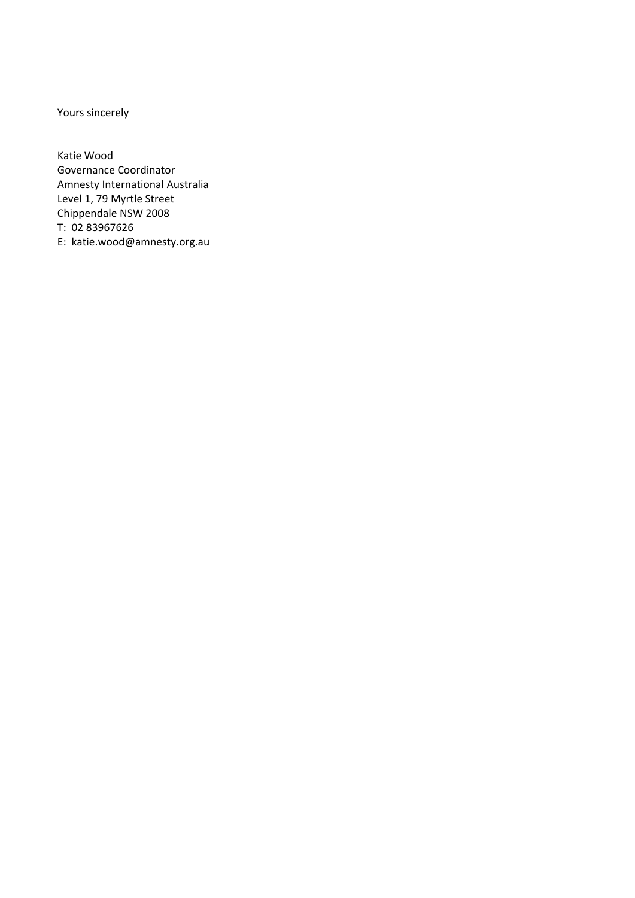Yours sincerely

Katie Wood  
Governance Coordinator  
Amnesty International Australia  
Level 1, 79 Myrtle Street  
Chippendale NSW 2008  
T: 02 83967626  
E: katie.wood@amnesty.org.au